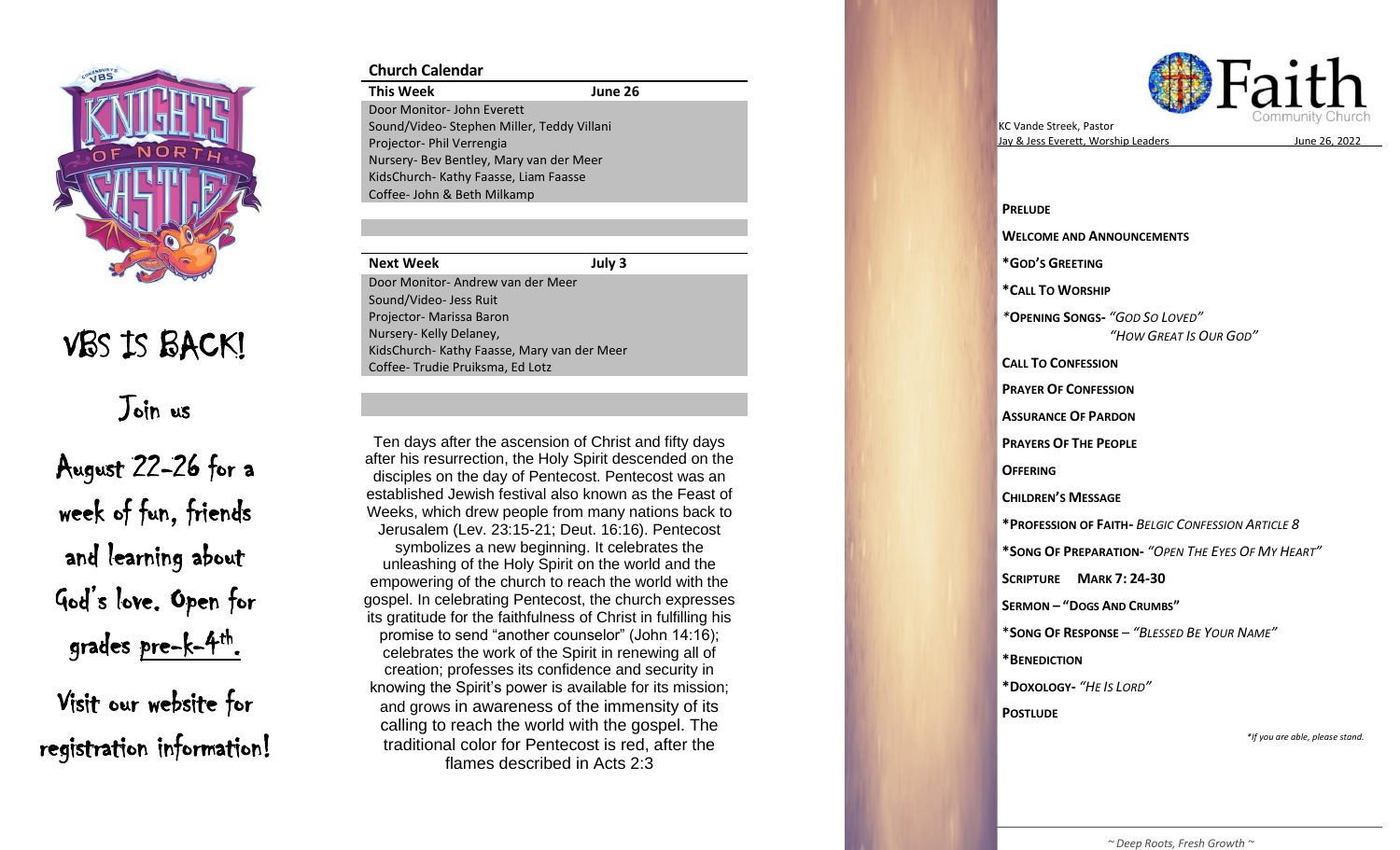VBS IS BACK!

Join us

August 22-26 for a week of fun, friends and learning about God's love. Open for grades pre-k-4th.

Visit our website for registration information!

## Church Calendar

| This Week | June 26 |
|---|---|
| Door Monitor- John Everett | |
| Sound/Video- Stephen Miller, Teddy Villani | |
| Projector- Phil Verrengia | |
| Nursery- Bev Bentley, Mary van der Meer | |
| KidsChurch- Kathy Faasse, Liam Faasse | |
| Coffee- John & Beth Milkamp | |

| Next Week | July 3 |
|---|---|
| Door Monitor- Andrew van der Meer | |
| Sound/Video- Jess Ruit | |
| Projector- Marissa Baron | |
| Nursery- Kelly Delaney, | |
| KidsChurch- Kathy Faasse, Mary van der Meer | |
| Coffee- Trudie Pruiksma, Ed Lotz | |

Ten days after the ascension of Christ and fifty days after his resurrection, the Holy Spirit descended on the disciples on the day of Pentecost. Pentecost was an established Jewish festival also known as the Feast of Weeks, which drew people from many nations back to Jerusalem (Lev. 23:15-21; Deut. 16:16). Pentecost symbolizes a new beginning. It celebrates the unleashing of the Holy Spirit on the world and the empowering of the church to reach the world with the gospel. In celebrating Pentecost, the church expresses its gratitude for the faithfulness of Christ in fulfilling his promise to send "another counselor" (John 14:16); celebrates the work of the Spirit in renewing all of creation; professes its confidence and security in knowing the Spirit's power is available for its mission; and grows in awareness of the immensity of its calling to reach the world with the gospel. The traditional color for Pentecost is red, after the flames described in Acts 2:3

# Faith Community Church

KC Vande Streek, Pastor
Jay & Jess Everett, Worship Leaders

June 26, 2022

**PRELUDE**

**WELCOME AND ANNOUNCEMENTS**

***GOD'S GREETING**

***CALL TO WORSHIP**

***OPENING SONGS-** *"GOD SO LOVED"*
*"HOW GREAT IS OUR GOD"*

**CALL TO CONFESSION**

**PRAYER OF CONFESSION**

**ASSURANCE OF PARDON**

**PRAYERS OF THE PEOPLE**

**OFFERING**

**CHILDREN'S MESSAGE**

***PROFESSION OF FAITH-** *BELGIC CONFESSION ARTICLE 8*

***SONG OF PREPARATION-** *"OPEN THE EYES OF MY HEART"*

**SCRIPTURE MARK 7: 24-30**

**SERMON – "DOGS AND CRUMBS"**

***SONG OF RESPONSE** – *"BLESSED BE YOUR NAME"*

***BENEDICTION**

***DOXOLOGY-** *"HE IS LORD"*

**POSTLUDE**

*\*If you are able, please stand.*

*~ Deep Roots, Fresh Growth ~*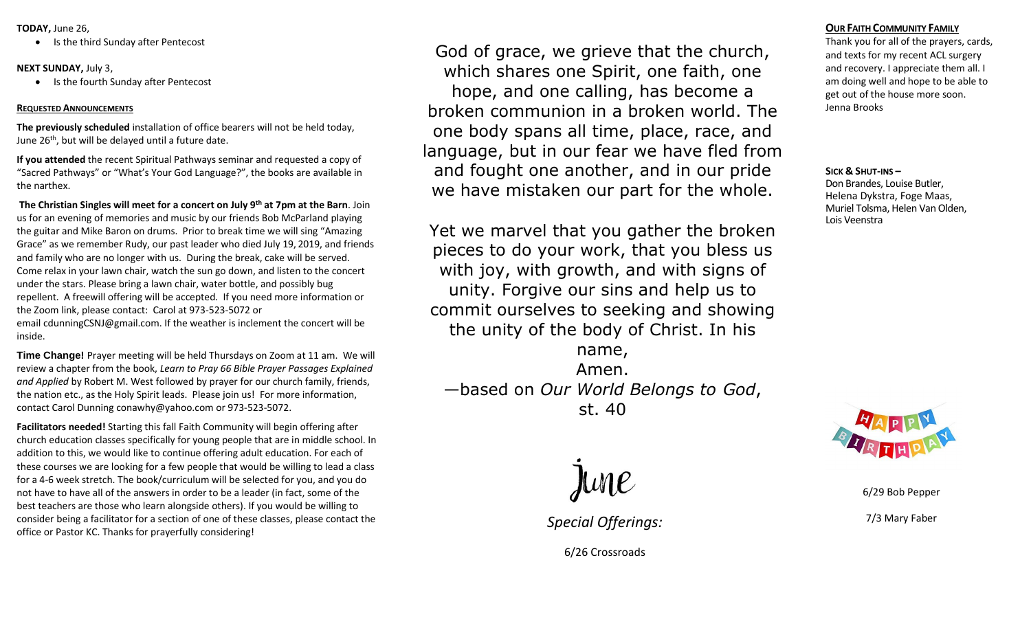**TODAY,** June 26,

- Is the third Sunday after Pentecost

**NEXT SUNDAY,** July 3,

- Is the fourth Sunday after Pentecost

**REQUESTED ANNOUNCEMENTS**

**The previously scheduled** installation of office bearers will not be held today, June 26th, but will be delayed until a future date.

**If you attended** the recent Spiritual Pathways seminar and requested a copy of "Sacred Pathways" or "What's Your God Language?", the books are available in the narthex.

**The Christian Singles will meet for a concert on July 9th at 7pm at the Barn**. Join us for an evening of memories and music by our friends Bob McParland playing the guitar and Mike Baron on drums. Prior to break time we will sing "Amazing Grace" as we remember Rudy, our past leader who died July 19, 2019, and friends and family who are no longer with us. During the break, cake will be served. Come relax in your lawn chair, watch the sun go down, and listen to the concert under the stars. Please bring a lawn chair, water bottle, and possibly bug repellent. A freewill offering will be accepted. If you need more information or the Zoom link, please contact: Carol at 973-523-5072 or email cdunningCSNJ@gmail.com. If the weather is inclement the concert will be inside.

**Time Change!** Prayer meeting will be held Thursdays on Zoom at 11 am. We will review a chapter from the book, *Learn to Pray 66 Bible Prayer Passages Explained and Applied* by Robert M. West followed by prayer for our church family, friends, the nation etc., as the Holy Spirit leads. Please join us! For more information, contact Carol Dunning conawhy@yahoo.com or 973-523-5072.

**Facilitators needed!** Starting this fall Faith Community will begin offering after church education classes specifically for young people that are in middle school. In addition to this, we would like to continue offering adult education. For each of these courses we are looking for a few people that would be willing to lead a class for a 4-6 week stretch. The book/curriculum will be selected for you, and you do not have to have all of the answers in order to be a leader (in fact, some of the best teachers are those who learn alongside others). If you would be willing to consider being a facilitator for a section of one of these classes, please contact the office or Pastor KC. Thanks for prayerfully considering!

God of grace, we grieve that the church, which shares one Spirit, one faith, one hope, and one calling, has become a broken communion in a broken world. The one body spans all time, place, race, and language, but in our fear we have fled from and fought one another, and in our pride we have mistaken our part for the whole.

Yet we marvel that you gather the broken pieces to do your work, that you bless us with joy, with growth, and with signs of unity. Forgive our sins and help us to commit ourselves to seeking and showing the unity of the body of Christ. In his name,
Amen.
—based on *Our World Belongs to God*, st. 40

June

*Special Offerings:*

6/26 Crossroads

**OUR FAITH COMMUNITY FAMILY**

Thank you for all of the prayers, cards, and texts for my recent ACL surgery and recovery. I appreciate them all. I am doing well and hope to be able to get out of the house more soon.
Jenna Brooks

**SICK & SHUT-INS –**
Don Brandes, Louise Butler, Helena Dykstra, Foge Maas, Muriel Tolsma, Helen Van Olden, Lois Veenstra

HAPPY BIRTHDAY

6/29 Bob Pepper

7/3 Mary Faber